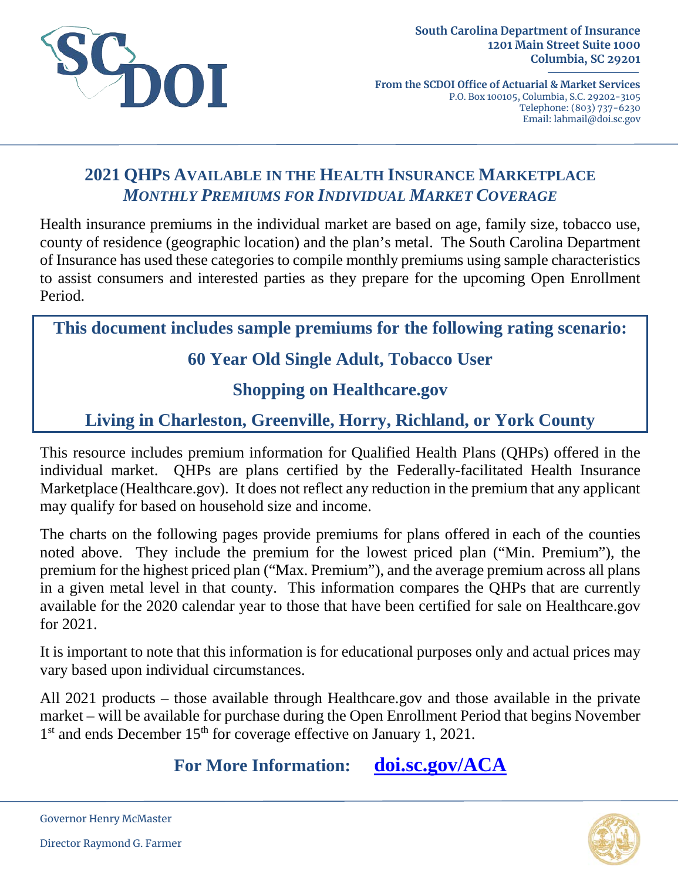South Carolina Department of Insurance
1201 Main Street Suite 1000
Columbia, SC 29201

From the SCDOI Office of Actuarial & Market Services
P.O. Box 100105, Columbia, S.C. 29202-3105
Telephone: (803) 737-6230
Email: lahmail@doi.sc.gov

# 2021 QHPs Available in the Health Insurance Marketplace

## *Monthly Premiums for Individual Market Coverage*

Health insurance premiums in the individual market are based on age, family size, tobacco use, county of residence (geographic location) and the plan's metal. The South Carolina Department of Insurance has used these categories to compile monthly premiums using sample characteristics to assist consumers and interested parties as they prepare for the upcoming Open Enrollment Period.

**This document includes sample premiums for the following rating scenario:**

**60 Year Old Single Adult, Tobacco User**

**Shopping on Healthcare.gov**

**Living in Charleston, Greenville, Horry, Richland, or York County**

This resource includes premium information for Qualified Health Plans (QHPs) offered in the individual market. QHPs are plans certified by the Federally-facilitated Health Insurance Marketplace (Healthcare.gov). It does not reflect any reduction in the premium that any applicant may qualify for based on household size and income.

The charts on the following pages provide premiums for plans offered in each of the counties noted above. They include the premium for the lowest priced plan ("Min. Premium"), the premium for the highest priced plan ("Max. Premium"), and the average premium across all plans in a given metal level in that county. This information compares the QHPs that are currently available for the 2020 calendar year to those that have been certified for sale on Healthcare.gov for 2021.

It is important to note that this information is for educational purposes only and actual prices may vary based upon individual circumstances.

All 2021 products – those available through Healthcare.gov and those available in the private market – will be available for purchase during the Open Enrollment Period that begins November 1st and ends December 15th for coverage effective on January 1, 2021.

**For More Information: doi.sc.gov/ACA**

Governor Henry McMaster

Director Raymond G. Farmer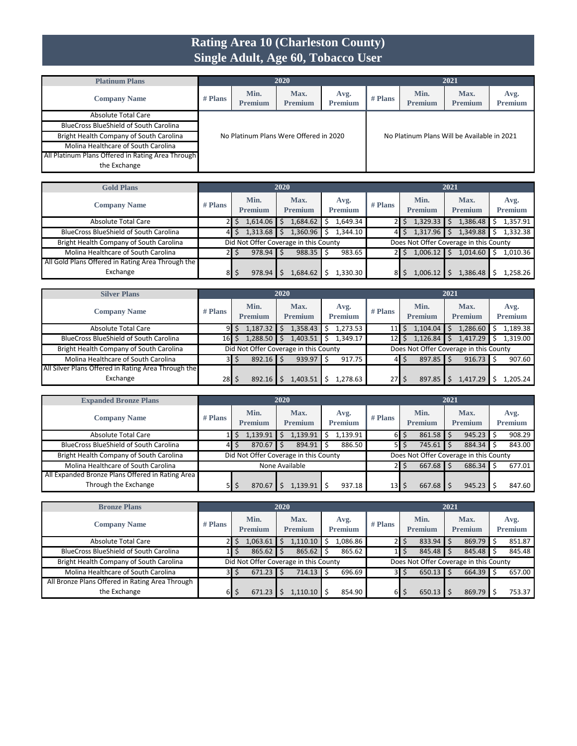# Rating Area 10 (Charleston County)
## Single Adult, Age 60, Tobacco User

| Platinum Plans | 2020 | | | | 2021 | | | |
|---|---|---|---|---|---|---|---|---|
| Company Name | # Plans | Min. Premium | Max. Premium | Avg. Premium | # Plans | Min. Premium | Max. Premium | Avg. Premium |
| Absolute Total Care | No Platinum Plans Were Offered in 2020 | | | | No Platinum Plans Will be Available in 2021 | | | |
| BlueCross BlueShield of South Carolina | | | | | | | | |
| Bright Health Company of South Carolina | | | | | | | | |
| Molina Healthcare of South Carolina | | | | | | | | |
| All Platinum Plans Offered in Rating Area Through the Exchange | | | | | | | | |

| Gold Plans | 2020 | | | | 2021 | | | |
|---|---|---|---|---|---|---|---|---|
| Company Name | # Plans | Min. Premium | Max. Premium | Avg. Premium | # Plans | Min. Premium | Max. Premium | Avg. Premium |
| Absolute Total Care | 2 | $ 1,614.06 | $ 1,684.62 | $ 1,649.34 | 2 | $ 1,329.33 | $ 1,386.48 | $ 1,357.91 |
| BlueCross BlueShield of South Carolina | 4 | $ 1,313.68 | $ 1,360.96 | $ 1,344.10 | 4 | $ 1,317.96 | $ 1,349.88 | $ 1,332.38 |
| Bright Health Company of South Carolina | Did Not Offer Coverage in this County | | | | Does Not Offer Coverage in this County | | | |
| Molina Healthcare of South Carolina | 2 | $ 978.94 | $ 988.35 | $ 983.65 | 2 | $ 1,006.12 | $ 1,014.60 | $ 1,010.36 |
| All Gold Plans Offered in Rating Area Through the Exchange | 8 | $ 978.94 | $ 1,684.62 | $ 1,330.30 | 8 | $ 1,006.12 | $ 1,386.48 | $ 1,258.26 |

| Silver Plans | 2020 | | | | 2021 | | | |
|---|---|---|---|---|---|---|---|---|
| Company Name | # Plans | Min. Premium | Max. Premium | Avg. Premium | # Plans | Min. Premium | Max. Premium | Avg. Premium |
| Absolute Total Care | 9 | $ 1,187.32 | $ 1,358.43 | $ 1,273.53 | 11 | $ 1,104.04 | $ 1,286.60 | $ 1,189.38 |
| BlueCross BlueShield of South Carolina | 16 | $ 1,288.50 | $ 1,403.51 | $ 1,349.17 | 12 | $ 1,126.84 | $ 1,417.29 | $ 1,319.00 |
| Bright Health Company of South Carolina | Did Not Offer Coverage in this County | | | | Does Not Offer Coverage in this County | | | |
| Molina Healthcare of South Carolina | 3 | $ 892.16 | $ 939.97 | $ 917.75 | 4 | $ 897.85 | $ 916.73 | $ 907.60 |
| All Silver Plans Offered in Rating Area Through the Exchange | 28 | $ 892.16 | $ 1,403.51 | $ 1,278.63 | 27 | $ 897.85 | $ 1,417.29 | $ 1,205.24 |

| Expanded Bronze Plans | 2020 | | | | 2021 | | | |
|---|---|---|---|---|---|---|---|---|
| Company Name | # Plans | Min. Premium | Max. Premium | Avg. Premium | # Plans | Min. Premium | Max. Premium | Avg. Premium |
| Absolute Total Care | 1 | $ 1,139.91 | $ 1,139.91 | $ 1,139.91 | 6 | $ 861.58 | $ 945.23 | $ 908.29 |
| BlueCross BlueShield of South Carolina | 4 | $ 870.67 | $ 894.91 | $ 886.50 | 5 | $ 745.61 | $ 884.34 | $ 843.00 |
| Bright Health Company of South Carolina | Did Not Offer Coverage in this County | | | | Does Not Offer Coverage in this County | | | |
| Molina Healthcare of South Carolina | None Available | | | | 2 | $ 667.68 | $ 686.34 | $ 677.01 |
| All Expanded Bronze Plans Offered in Rating Area Through the Exchange | 5 | $ 870.67 | $ 1,139.91 | $ 937.18 | 13 | $ 667.68 | $ 945.23 | $ 847.60 |

| Bronze Plans | 2020 | | | | 2021 | | | |
|---|---|---|---|---|---|---|---|---|
| Company Name | # Plans | Min. Premium | Max. Premium | Avg. Premium | # Plans | Min. Premium | Max. Premium | Avg. Premium |
| Absolute Total Care | 2 | $ 1,063.61 | $ 1,110.10 | $ 1,086.86 | 2 | $ 833.94 | $ 869.79 | $ 851.87 |
| BlueCross BlueShield of South Carolina | 1 | $ 865.62 | $ 865.62 | $ 865.62 | 1 | $ 845.48 | $ 845.48 | $ 845.48 |
| Bright Health Company of South Carolina | Did Not Offer Coverage in this County | | | | Does Not Offer Coverage in this County | | | |
| Molina Healthcare of South Carolina | 3 | $ 671.23 | $ 714.13 | $ 696.69 | 3 | $ 650.13 | $ 664.39 | $ 657.00 |
| All Bronze Plans Offered in Rating Area Through the Exchange | 6 | $ 671.23 | $ 1,110.10 | $ 854.90 | 6 | $ 650.13 | $ 869.79 | $ 753.37 |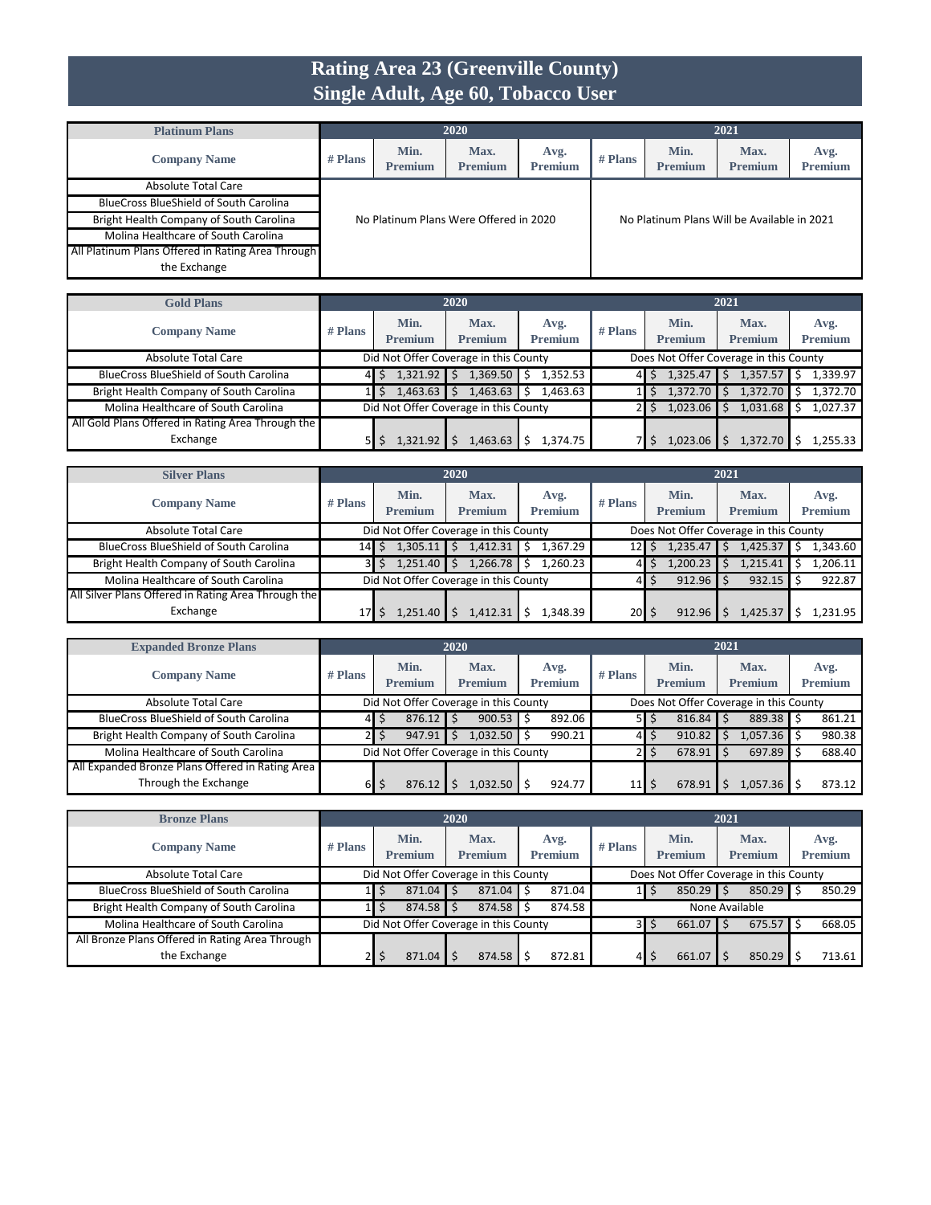# Rating Area 23 (Greenville County)
## Single Adult, Age 60, Tobacco User

| Platinum Plans | 2020 | | | | 2021 | | | |
|---|---|---|---|---|---|---|---|---|
| Company Name | # Plans | Min. Premium | Max. Premium | Avg. Premium | # Plans | Min. Premium | Max. Premium | Avg. Premium |
| Absolute Total Care | No Platinum Plans Were Offered in 2020 | | | | No Platinum Plans Will be Available in 2021 | | | |
| BlueCross BlueShield of South Carolina | | | | | | | | |
| Bright Health Company of South Carolina | | | | | | | | |
| Molina Healthcare of South Carolina | | | | | | | | |
| All Platinum Plans Offered in Rating Area Through the Exchange | | | | | | | | |

| Gold Plans | 2020 | | | | 2021 | | | |
|---|---|---|---|---|---|---|---|---|
| Company Name | # Plans | Min. Premium | Max. Premium | Avg. Premium | # Plans | Min. Premium | Max. Premium | Avg. Premium |
| Absolute Total Care | Did Not Offer Coverage in this County | | | | Does Not Offer Coverage in this County | | | |
| BlueCross BlueShield of South Carolina | 4 | $ 1,321.92 | $ 1,369.50 | $ 1,352.53 | 4 | $ 1,325.47 | $ 1,357.57 | $ 1,339.97 |
| Bright Health Company of South Carolina | 1 | $ 1,463.63 | $ 1,463.63 | $ 1,463.63 | 1 | $ 1,372.70 | $ 1,372.70 | $ 1,372.70 |
| Molina Healthcare of South Carolina | Did Not Offer Coverage in this County | | | | 2 | $ 1,023.06 | $ 1,031.68 | $ 1,027.37 |
| All Gold Plans Offered in Rating Area Through the Exchange | 5 | $ 1,321.92 | $ 1,463.63 | $ 1,374.75 | 7 | $ 1,023.06 | $ 1,372.70 | $ 1,255.33 |

| Silver Plans | 2020 | | | | 2021 | | | |
|---|---|---|---|---|---|---|---|---|
| Company Name | # Plans | Min. Premium | Max. Premium | Avg. Premium | # Plans | Min. Premium | Max. Premium | Avg. Premium |
| Absolute Total Care | Did Not Offer Coverage in this County | | | | Does Not Offer Coverage in this County | | | |
| BlueCross BlueShield of South Carolina | 14 | $ 1,305.11 | $ 1,412.31 | $ 1,367.29 | 12 | $ 1,235.47 | $ 1,425.37 | $ 1,343.60 |
| Bright Health Company of South Carolina | 3 | $ 1,251.40 | $ 1,266.78 | $ 1,260.23 | 4 | $ 1,200.23 | $ 1,215.41 | $ 1,206.11 |
| Molina Healthcare of South Carolina | Did Not Offer Coverage in this County | | | | 4 | $ 912.96 | $ 932.15 | $ 922.87 |
| All Silver Plans Offered in Rating Area Through the Exchange | 17 | $ 1,251.40 | $ 1,412.31 | $ 1,348.39 | 20 | $ 912.96 | $ 1,425.37 | $ 1,231.95 |

| Expanded Bronze Plans | 2020 | | | | 2021 | | | |
|---|---|---|---|---|---|---|---|---|
| Company Name | # Plans | Min. Premium | Max. Premium | Avg. Premium | # Plans | Min. Premium | Max. Premium | Avg. Premium |
| Absolute Total Care | Did Not Offer Coverage in this County | | | | Does Not Offer Coverage in this County | | | |
| BlueCross BlueShield of South Carolina | 4 | $ 876.12 | $ 900.53 | $ 892.06 | 5 | $ 816.84 | $ 889.38 | $ 861.21 |
| Bright Health Company of South Carolina | 2 | $ 947.91 | $ 1,032.50 | $ 990.21 | 4 | $ 910.82 | $ 1,057.36 | $ 980.38 |
| Molina Healthcare of South Carolina | Did Not Offer Coverage in this County | | | | 2 | $ 678.91 | $ 697.89 | $ 688.40 |
| All Expanded Bronze Plans Offered in Rating Area Through the Exchange | 6 | $ 876.12 | $ 1,032.50 | $ 924.77 | 11 | $ 678.91 | $ 1,057.36 | $ 873.12 |

| Bronze Plans | 2020 | | | | 2021 | | | |
|---|---|---|---|---|---|---|---|---|
| Company Name | # Plans | Min. Premium | Max. Premium | Avg. Premium | # Plans | Min. Premium | Max. Premium | Avg. Premium |
| Absolute Total Care | Did Not Offer Coverage in this County | | | | Does Not Offer Coverage in this County | | | |
| BlueCross BlueShield of South Carolina | 1 | $ 871.04 | $ 871.04 | $ 871.04 | 1 | $ 850.29 | $ 850.29 | $ 850.29 |
| Bright Health Company of South Carolina | 1 | $ 874.58 | $ 874.58 | $ 874.58 | None Available | | | |
| Molina Healthcare of South Carolina | Did Not Offer Coverage in this County | | | | 3 | $ 661.07 | $ 675.57 | $ 668.05 |
| All Bronze Plans Offered in Rating Area Through the Exchange | 2 | $ 871.04 | $ 874.58 | $ 872.81 | 4 | $ 661.07 | $ 850.29 | $ 713.61 |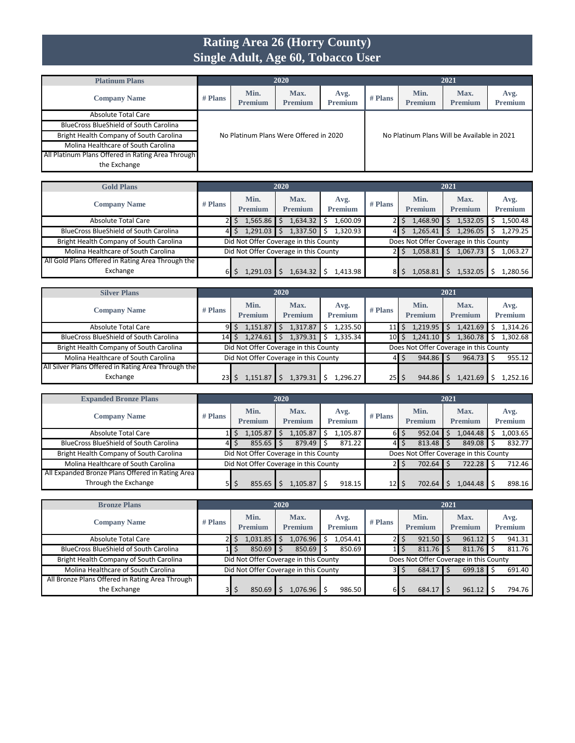# Rating Area 26 (Horry County)
## Single Adult, Age 60, Tobacco User

| Platinum Plans | 2020 | | | | 2021 | | | |
|---|---|---|---|---|---|---|---|---|
| Company Name | # Plans | Min. Premium | Max. Premium | Avg. Premium | # Plans | Min. Premium | Max. Premium | Avg. Premium |
| Absolute Total Care | No Platinum Plans Were Offered in 2020 | | | | No Platinum Plans Will be Available in 2021 | | | |
| BlueCross BlueShield of South Carolina | | | | | | | | |
| Bright Health Company of South Carolina | | | | | | | | |
| Molina Healthcare of South Carolina | | | | | | | | |
| All Platinum Plans Offered in Rating Area Through the Exchange | | | | | | | | |

| Gold Plans | 2020 | | | | 2021 | | | |
|---|---|---|---|---|---|---|---|---|
| Company Name | # Plans | Min. Premium | Max. Premium | Avg. Premium | # Plans | Min. Premium | Max. Premium | Avg. Premium |
| Absolute Total Care | 2 | $ 1,565.86 | $ 1,634.32 | $ 1,600.09 | 2 | $ 1,468.90 | $ 1,532.05 | $ 1,500.48 |
| BlueCross BlueShield of South Carolina | 4 | $ 1,291.03 | $ 1,337.50 | $ 1,320.93 | 4 | $ 1,265.41 | $ 1,296.05 | $ 1,279.25 |
| Bright Health Company of South Carolina | Did Not Offer Coverage in this County | | | | Does Not Offer Coverage in this County | | | |
| Molina Healthcare of South Carolina | Did Not Offer Coverage in this County | | | | 2 | $ 1,058.81 | $ 1,067.73 | $ 1,063.27 |
| All Gold Plans Offered in Rating Area Through the Exchange | 6 | $ 1,291.03 | $ 1,634.32 | $ 1,413.98 | 8 | $ 1,058.81 | $ 1,532.05 | $ 1,280.56 |

| Silver Plans | 2020 | | | | 2021 | | | |
|---|---|---|---|---|---|---|---|---|
| Company Name | # Plans | Min. Premium | Max. Premium | Avg. Premium | # Plans | Min. Premium | Max. Premium | Avg. Premium |
| Absolute Total Care | 9 | $ 1,151.87 | $ 1,317.87 | $ 1,235.50 | 11 | $ 1,219.95 | $ 1,421.69 | $ 1,314.26 |
| BlueCross BlueShield of South Carolina | 14 | $ 1,274.61 | $ 1,379.31 | $ 1,335.34 | 10 | $ 1,241.10 | $ 1,360.78 | $ 1,302.68 |
| Bright Health Company of South Carolina | Did Not Offer Coverage in this County | | | | Does Not Offer Coverage in this County | | | |
| Molina Healthcare of South Carolina | Did Not Offer Coverage in this County | | | | 4 | $ 944.86 | $ 964.73 | $ 955.12 |
| All Silver Plans Offered in Rating Area Through the Exchange | 23 | $ 1,151.87 | $ 1,379.31 | $ 1,296.27 | 25 | $ 944.86 | $ 1,421.69 | $ 1,252.16 |

| Expanded Bronze Plans | 2020 | | | | 2021 | | | |
|---|---|---|---|---|---|---|---|---|
| Company Name | # Plans | Min. Premium | Max. Premium | Avg. Premium | # Plans | Min. Premium | Max. Premium | Avg. Premium |
| Absolute Total Care | 1 | $ 1,105.87 | $ 1,105.87 | $ 1,105.87 | 6 | $ 952.04 | $ 1,044.48 | $ 1,003.65 |
| BlueCross BlueShield of South Carolina | 4 | $ 855.65 | $ 879.49 | $ 871.22 | 4 | $ 813.48 | $ 849.08 | $ 832.77 |
| Bright Health Company of South Carolina | Did Not Offer Coverage in this County | | | | Does Not Offer Coverage in this County | | | |
| Molina Healthcare of South Carolina | Did Not Offer Coverage in this County | | | | 2 | $ 702.64 | $ 722.28 | $ 712.46 |
| All Expanded Bronze Plans Offered in Rating Area Through the Exchange | 5 | $ 855.65 | $ 1,105.87 | $ 918.15 | 12 | $ 702.64 | $ 1,044.48 | $ 898.16 |

| Bronze Plans | 2020 | | | | 2021 | | | |
|---|---|---|---|---|---|---|---|---|
| Company Name | # Plans | Min. Premium | Max. Premium | Avg. Premium | # Plans | Min. Premium | Max. Premium | Avg. Premium |
| Absolute Total Care | 2 | $ 1,031.85 | $ 1,076.96 | $ 1,054.41 | 2 | $ 921.50 | $ 961.12 | $ 941.31 |
| BlueCross BlueShield of South Carolina | 1 | $ 850.69 | $ 850.69 | $ 850.69 | 1 | $ 811.76 | $ 811.76 | $ 811.76 |
| Bright Health Company of South Carolina | Did Not Offer Coverage in this County | | | | Does Not Offer Coverage in this County | | | |
| Molina Healthcare of South Carolina | Did Not Offer Coverage in this County | | | | 3 | $ 684.17 | $ 699.18 | $ 691.40 |
| All Bronze Plans Offered in Rating Area Through the Exchange | 3 | $ 850.69 | $ 1,076.96 | $ 986.50 | 6 | $ 684.17 | $ 961.12 | $ 794.76 |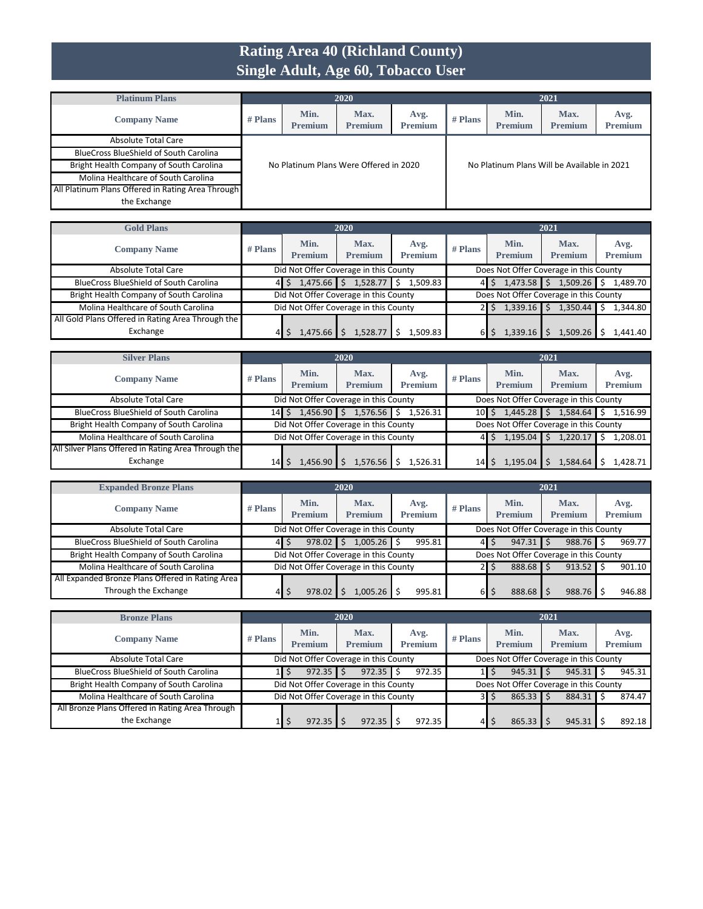# Rating Area 40 (Richland County)
## Single Adult, Age 60, Tobacco User

| Platinum Plans | 2020 | | | | 2021 | | | |
|---|---|---|---|---|---|---|---|---|
| Company Name | # Plans | Min. Premium | Max. Premium | Avg. Premium | # Plans | Min. Premium | Max. Premium | Avg. Premium |
| Absolute Total Care | No Platinum Plans Were Offered in 2020 | | | | No Platinum Plans Will be Available in 2021 | | | |
| BlueCross BlueShield of South Carolina | | | | | | | | |
| Bright Health Company of South Carolina | | | | | | | | |
| Molina Healthcare of South Carolina | | | | | | | | |
| All Platinum Plans Offered in Rating Area Through the Exchange | | | | | | | | |

| Gold Plans | 2020 | | | | 2021 | | | |
|---|---|---|---|---|---|---|---|---|
| Company Name | # Plans | Min. Premium | Max. Premium | Avg. Premium | # Plans | Min. Premium | Max. Premium | Avg. Premium |
| Absolute Total Care | Did Not Offer Coverage in this County | | | | Does Not Offer Coverage in this County | | | |
| BlueCross BlueShield of South Carolina | 4 | $ 1,475.66 | $ 1,528.77 | $ 1,509.83 | 4 | $ 1,473.58 | $ 1,509.26 | $ 1,489.70 |
| Bright Health Company of South Carolina | Did Not Offer Coverage in this County | | | | Does Not Offer Coverage in this County | | | |
| Molina Healthcare of South Carolina | Did Not Offer Coverage in this County | | | | 2 | $ 1,339.16 | $ 1,350.44 | $ 1,344.80 |
| All Gold Plans Offered in Rating Area Through the Exchange | 4 | $ 1,475.66 | $ 1,528.77 | $ 1,509.83 | 6 | $ 1,339.16 | $ 1,509.26 | $ 1,441.40 |

| Silver Plans | 2020 | | | | 2021 | | | |
|---|---|---|---|---|---|---|---|---|
| Company Name | # Plans | Min. Premium | Max. Premium | Avg. Premium | # Plans | Min. Premium | Max. Premium | Avg. Premium |
| Absolute Total Care | Did Not Offer Coverage in this County | | | | Does Not Offer Coverage in this County | | | |
| BlueCross BlueShield of South Carolina | 14 | $ 1,456.90 | $ 1,576.56 | $ 1,526.31 | 10 | $ 1,445.28 | $ 1,584.64 | $ 1,516.99 |
| Bright Health Company of South Carolina | Did Not Offer Coverage in this County | | | | Does Not Offer Coverage in this County | | | |
| Molina Healthcare of South Carolina | Did Not Offer Coverage in this County | | | | 4 | $ 1,195.04 | $ 1,220.17 | $ 1,208.01 |
| All Silver Plans Offered in Rating Area Through the Exchange | 14 | $ 1,456.90 | $ 1,576.56 | $ 1,526.31 | 14 | $ 1,195.04 | $ 1,584.64 | $ 1,428.71 |

| Expanded Bronze Plans | 2020 | | | | 2021 | | | |
|---|---|---|---|---|---|---|---|---|
| Company Name | # Plans | Min. Premium | Max. Premium | Avg. Premium | # Plans | Min. Premium | Max. Premium | Avg. Premium |
| Absolute Total Care | Did Not Offer Coverage in this County | | | | Does Not Offer Coverage in this County | | | |
| BlueCross BlueShield of South Carolina | 4 | $ 978.02 | $ 1,005.26 | $ 995.81 | 4 | $ 947.31 | $ 988.76 | $ 969.77 |
| Bright Health Company of South Carolina | Did Not Offer Coverage in this County | | | | Does Not Offer Coverage in this County | | | |
| Molina Healthcare of South Carolina | Did Not Offer Coverage in this County | | | | 2 | $ 888.68 | $ 913.52 | $ 901.10 |
| All Expanded Bronze Plans Offered in Rating Area Through the Exchange | 4 | $ 978.02 | $ 1,005.26 | $ 995.81 | 6 | $ 888.68 | $ 988.76 | $ 946.88 |

| Bronze Plans | 2020 | | | | 2021 | | | |
|---|---|---|---|---|---|---|---|---|
| Company Name | # Plans | Min. Premium | Max. Premium | Avg. Premium | # Plans | Min. Premium | Max. Premium | Avg. Premium |
| Absolute Total Care | Did Not Offer Coverage in this County | | | | Does Not Offer Coverage in this County | | | |
| BlueCross BlueShield of South Carolina | 1 | $ 972.35 | $ 972.35 | $ 972.35 | 1 | $ 945.31 | $ 945.31 | $ 945.31 |
| Bright Health Company of South Carolina | Did Not Offer Coverage in this County | | | | Does Not Offer Coverage in this County | | | |
| Molina Healthcare of South Carolina | Did Not Offer Coverage in this County | | | | 3 | $ 865.33 | $ 884.31 | $ 874.47 |
| All Bronze Plans Offered in Rating Area Through the Exchange | 1 | $ 972.35 | $ 972.35 | $ 972.35 | 4 | $ 865.33 | $ 945.31 | $ 892.18 |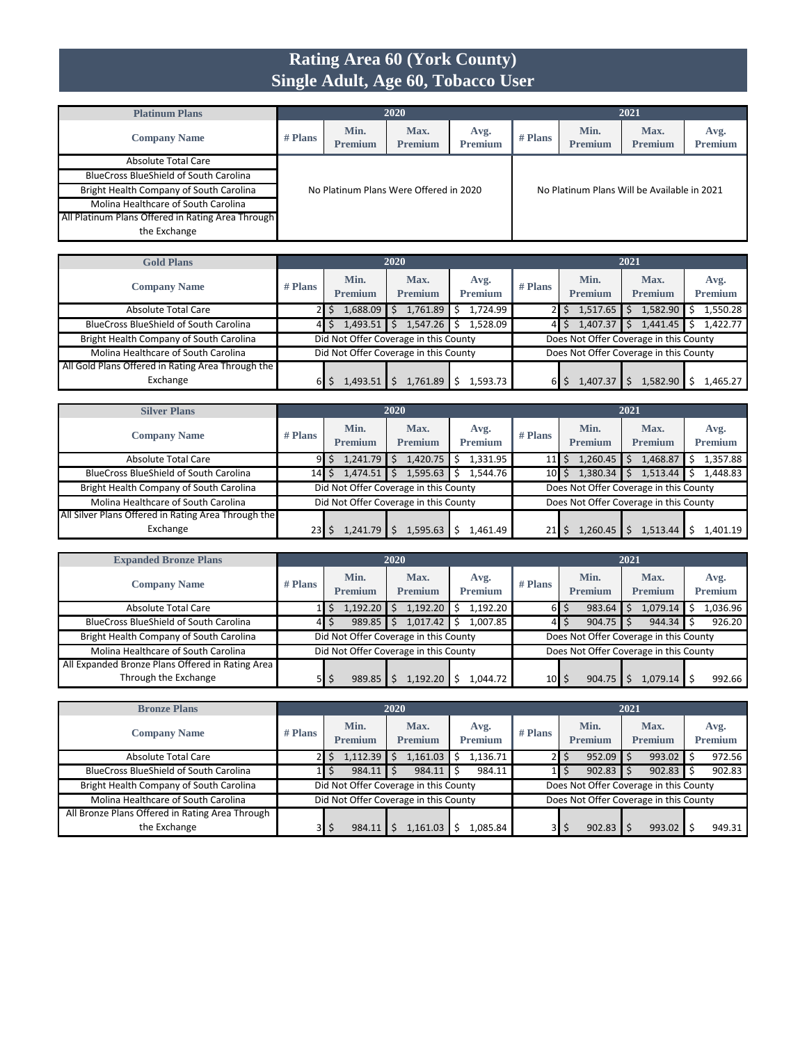# Rating Area 60 (York County)
## Single Adult, Age 60, Tobacco User

| Platinum Plans | 2020 | | | | 2021 | | | |
|---|---|---|---|---|---|---|---|---|
| Company Name | # Plans | Min. Premium | Max. Premium | Avg. Premium | # Plans | Min. Premium | Max. Premium | Avg. Premium |
| Absolute Total Care | No Platinum Plans Were Offered in 2020 | | | | No Platinum Plans Will be Available in 2021 | | | |
| BlueCross BlueShield of South Carolina | | | | | | | | |
| Bright Health Company of South Carolina | | | | | | | | |
| Molina Healthcare of South Carolina | | | | | | | | |
| All Platinum Plans Offered in Rating Area Through the Exchange | | | | | | | | |

| Gold Plans | 2020 | | | | 2021 | | | |
|---|---|---|---|---|---|---|---|---|
| Company Name | # Plans | Min. Premium | Max. Premium | Avg. Premium | # Plans | Min. Premium | Max. Premium | Avg. Premium |
| Absolute Total Care | 2 | $ 1,688.09 | $ 1,761.89 | $ 1,724.99 | 2 | $ 1,517.65 | $ 1,582.90 | $ 1,550.28 |
| BlueCross BlueShield of South Carolina | 4 | $ 1,493.51 | $ 1,547.26 | $ 1,528.09 | 4 | $ 1,407.37 | $ 1,441.45 | $ 1,422.77 |
| Bright Health Company of South Carolina | Did Not Offer Coverage in this County | | | | Does Not Offer Coverage in this County | | | |
| Molina Healthcare of South Carolina | Did Not Offer Coverage in this County | | | | Does Not Offer Coverage in this County | | | |
| All Gold Plans Offered in Rating Area Through the Exchange | 6 | $ 1,493.51 | $ 1,761.89 | $ 1,593.73 | 6 | $ 1,407.37 | $ 1,582.90 | $ 1,465.27 |

| Silver Plans | 2020 | | | | 2021 | | | |
|---|---|---|---|---|---|---|---|---|
| Company Name | # Plans | Min. Premium | Max. Premium | Avg. Premium | # Plans | Min. Premium | Max. Premium | Avg. Premium |
| Absolute Total Care | 9 | $ 1,241.79 | $ 1,420.75 | $ 1,331.95 | 11 | $ 1,260.45 | $ 1,468.87 | $ 1,357.88 |
| BlueCross BlueShield of South Carolina | 14 | $ 1,474.51 | $ 1,595.63 | $ 1,544.76 | 10 | $ 1,380.34 | $ 1,513.44 | $ 1,448.83 |
| Bright Health Company of South Carolina | Did Not Offer Coverage in this County | | | | Does Not Offer Coverage in this County | | | |
| Molina Healthcare of South Carolina | Did Not Offer Coverage in this County | | | | Does Not Offer Coverage in this County | | | |
| All Silver Plans Offered in Rating Area Through the Exchange | 23 | $ 1,241.79 | $ 1,595.63 | $ 1,461.49 | 21 | $ 1,260.45 | $ 1,513.44 | $ 1,401.19 |

| Expanded Bronze Plans | 2020 | | | | 2021 | | | |
|---|---|---|---|---|---|---|---|---|
| Company Name | # Plans | Min. Premium | Max. Premium | Avg. Premium | # Plans | Min. Premium | Max. Premium | Avg. Premium |
| Absolute Total Care | 1 | $ 1,192.20 | $ 1,192.20 | $ 1,192.20 | 6 | $ 983.64 | $ 1,079.14 | $ 1,036.96 |
| BlueCross BlueShield of South Carolina | 4 | $ 989.85 | $ 1,017.42 | $ 1,007.85 | 4 | $ 904.75 | $ 944.34 | $ 926.20 |
| Bright Health Company of South Carolina | Did Not Offer Coverage in this County | | | | Does Not Offer Coverage in this County | | | |
| Molina Healthcare of South Carolina | Did Not Offer Coverage in this County | | | | Does Not Offer Coverage in this County | | | |
| All Expanded Bronze Plans Offered in Rating Area Through the Exchange | 5 | $ 989.85 | $ 1,192.20 | $ 1,044.72 | 10 | $ 904.75 | $ 1,079.14 | $ 992.66 |

| Bronze Plans | 2020 | | | | 2021 | | | |
|---|---|---|---|---|---|---|---|---|
| Company Name | # Plans | Min. Premium | Max. Premium | Avg. Premium | # Plans | Min. Premium | Max. Premium | Avg. Premium |
| Absolute Total Care | 2 | $ 1,112.39 | $ 1,161.03 | $ 1,136.71 | 2 | $ 952.09 | $ 993.02 | $ 972.56 |
| BlueCross BlueShield of South Carolina | 1 | $ 984.11 | $ 984.11 | $ 984.11 | 1 | $ 902.83 | $ 902.83 | $ 902.83 |
| Bright Health Company of South Carolina | Did Not Offer Coverage in this County | | | | Does Not Offer Coverage in this County | | | |
| Molina Healthcare of South Carolina | Did Not Offer Coverage in this County | | | | Does Not Offer Coverage in this County | | | |
| All Bronze Plans Offered in Rating Area Through the Exchange | 3 | $ 984.11 | $ 1,161.03 | $ 1,085.84 | 3 | $ 902.83 | $ 993.02 | $ 949.31 |